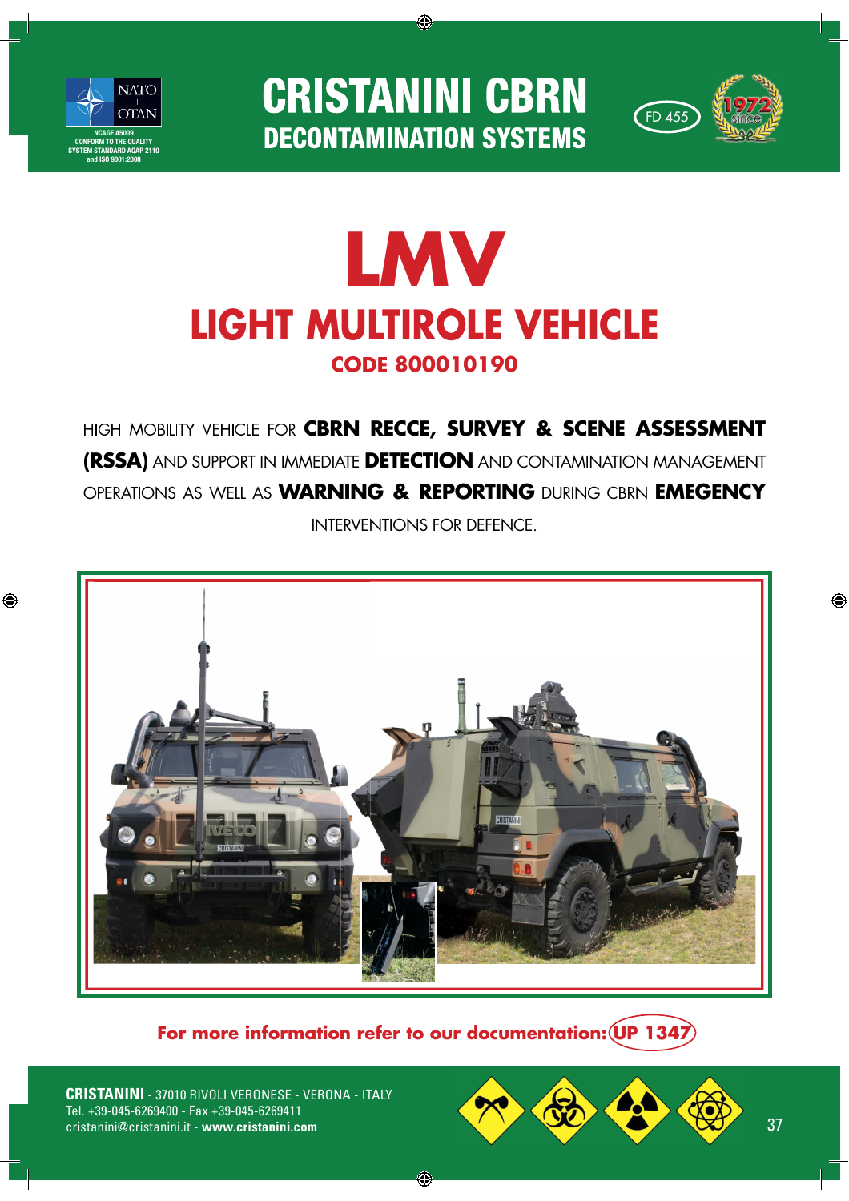NATO OTAN

NCAGE A5009
CONFORM TO THE QUALITY SYSTEM STANDARD AQAP 2110 and ISO 9001:2008

# CRISTANINI CBRN
## DECONTAMINATION SYSTEMS

FD 455

1972 since

# LMV
## LIGHT MULTIROLE VEHICLE
### CODE 800010190

HIGH MOBILITY VEHICLE FOR **CBRN RECCE, SURVEY & SCENE ASSESSMENT (RSSA)** AND SUPPORT IN IMMEDIATE **DETECTION** AND CONTAMINATION MANAGEMENT OPERATIONS AS WELL AS **WARNING & REPORTING** DURING CBRN **EMEGENCY** INTERVENTIONS FOR DEFENCE.

**For more information refer to our documentation: UP 1347**

**CRISTANINI** - 37010 RIVOLI VERONESE - VERONA - ITALY
Tel. +39-045-6269400 - Fax +39-045-6269411
cristanini@cristanini.it - **www.cristanini.com**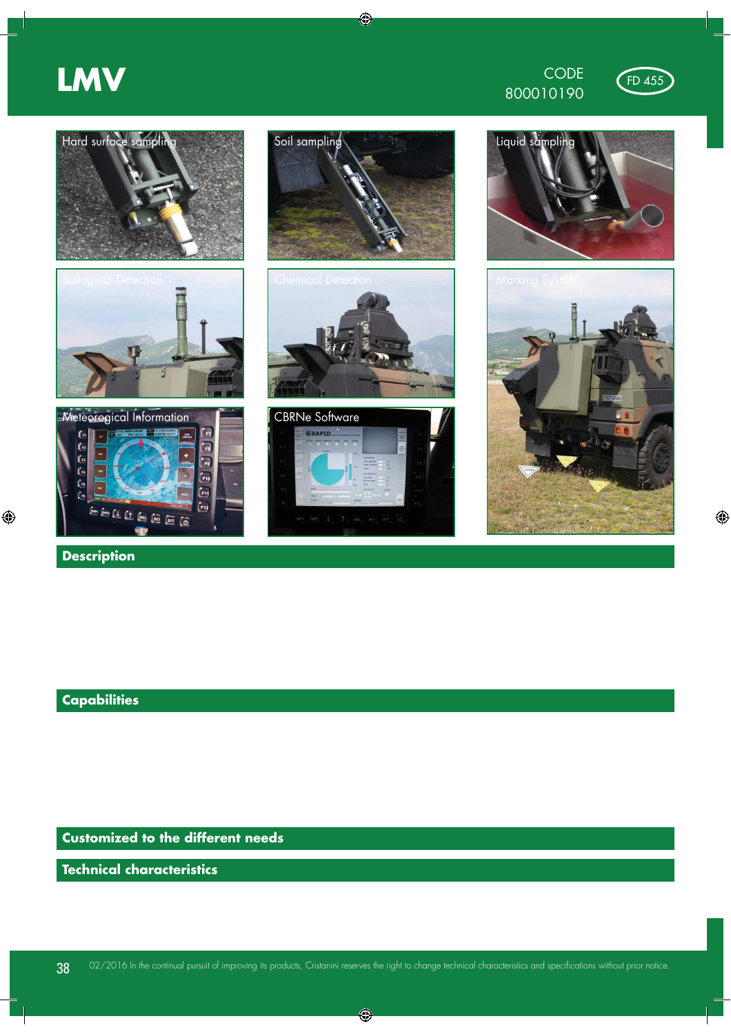# LMV

CODE
800010190

FD 455

Hard surface sampling

Soil sampling

Liquid sampling

Biological Detection

Chemical Detection

Marking System

Meteorogical Information

CBRNe Software

## Description

## Capabilities

## Customized to the different needs

## Technical characteristics

02/2016 In the continual pursuit of improving its products, Cristanini reserves the right to change technical characteristics and specifications without prior notice.